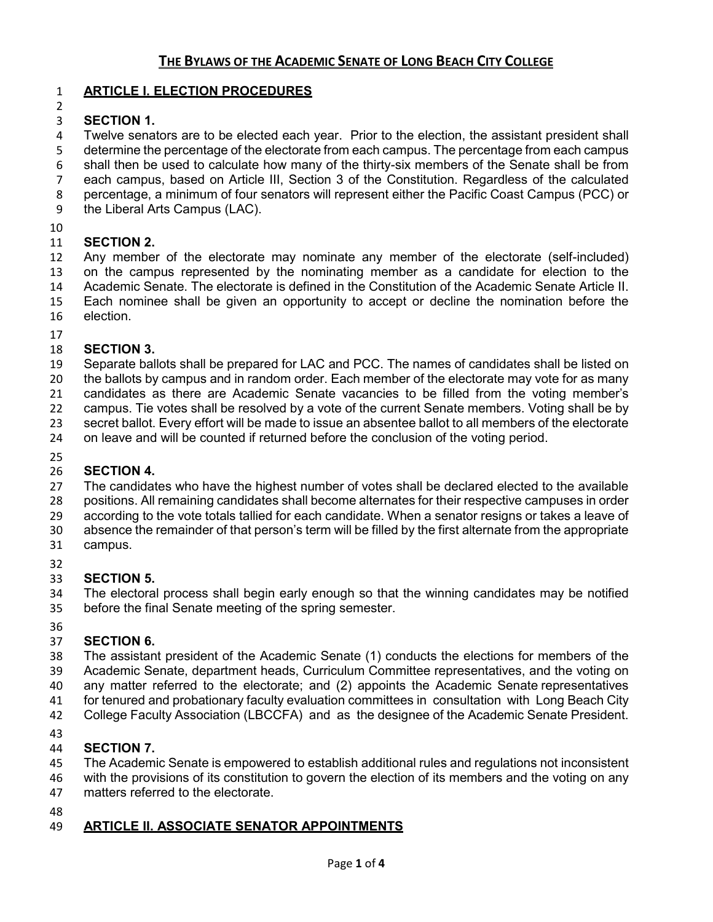# THE BYLAWS OF THE ACADEMIC SENATE OF LONG BEACH CITY COLLEGE

## ARTICLE I. ELECTION PROCEDURES

### SECTION 1.

Twelve senators are to be elected each year. Prior to the election, the assistant president shall determine the percentage of the electorate from each campus. The percentage from each campus shall then be used to calculate how many of the thirty-six members of the Senate shall be from each campus, based on Article III, Section 3 of the Constitution. Regardless of the calculated percentage, a minimum of four senators will represent either the Pacific Coast Campus (PCC) or the Liberal Arts Campus (LAC).

### SECTION 2.

Any member of the electorate may nominate any member of the electorate (self-included) on the campus represented by the nominating member as a candidate for election to the Academic Senate. The electorate is defined in the Constitution of the Academic Senate Article II. Each nominee shall be given an opportunity to accept or decline the nomination before the election.

### SECTION 3.

Separate ballots shall be prepared for LAC and PCC. The names of candidates shall be listed on the ballots by campus and in random order. Each member of the electorate may vote for as many candidates as there are Academic Senate vacancies to be filled from the voting member's campus. Tie votes shall be resolved by a vote of the current Senate members. Voting shall be by secret ballot. Every effort will be made to issue an absentee ballot to all members of the electorate on leave and will be counted if returned before the conclusion of the voting period.

### SECTION 4.

The candidates who have the highest number of votes shall be declared elected to the available positions. All remaining candidates shall become alternates for their respective campuses in order according to the vote totals tallied for each candidate. When a senator resigns or takes a leave of absence the remainder of that person's term will be filled by the first alternate from the appropriate campus.

### SECTION 5.

The electoral process shall begin early enough so that the winning candidates may be notified before the final Senate meeting of the spring semester.

### SECTION 6.

The assistant president of the Academic Senate (1) conducts the elections for members of the Academic Senate, department heads, Curriculum Committee representatives, and the voting on any matter referred to the electorate; and (2) appoints the Academic Senate representatives for tenured and probationary faculty evaluation committees in consultation with Long Beach City College Faculty Association (LBCCFA) and as the designee of the Academic Senate President.

### SECTION 7.

The Academic Senate is empowered to establish additional rules and regulations not inconsistent with the provisions of its constitution to govern the election of its members and the voting on any matters referred to the electorate.

## ARTICLE II. ASSOCIATE SENATOR APPOINTMENTS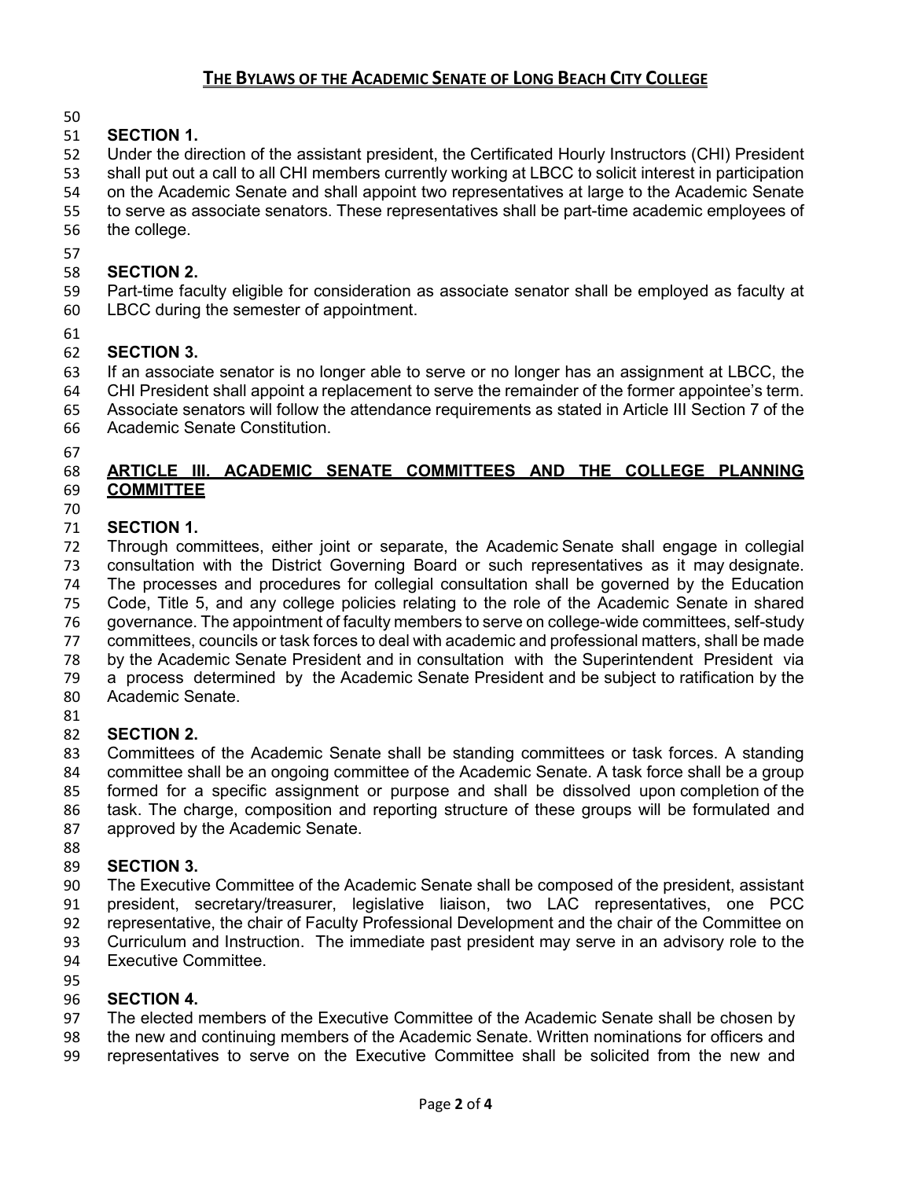**SECTION 1.**

Under the direction of the assistant president, the Certificated Hourly Instructors (CHI) President shall put out a call to all CHI members currently working at LBCC to solicit interest in participation on the Academic Senate and shall appoint two representatives at large to the Academic Senate to serve as associate senators. These representatives shall be part-time academic employees of the college.

**SECTION 2.**

Part-time faculty eligible for consideration as associate senator shall be employed as faculty at LBCC during the semester of appointment.

**SECTION 3.**

If an associate senator is no longer able to serve or no longer has an assignment at LBCC, the CHI President shall appoint a replacement to serve the remainder of the former appointee's term. Associate senators will follow the attendance requirements as stated in Article III Section 7 of the Academic Senate Constitution.

## ARTICLE III. ACADEMIC SENATE COMMITTEES AND THE COLLEGE PLANNING COMMITTEE

**SECTION 1.**

Through committees, either joint or separate, the Academic Senate shall engage in collegial consultation with the District Governing Board or such representatives as it may designate. The processes and procedures for collegial consultation shall be governed by the Education Code, Title 5, and any college policies relating to the role of the Academic Senate in shared governance. The appointment of faculty members to serve on college-wide committees, self-study committees, councils or task forces to deal with academic and professional matters, shall be made by the Academic Senate President and in consultation with the Superintendent President via a process determined by the Academic Senate President and be subject to ratification by the Academic Senate.

**SECTION 2.**

Committees of the Academic Senate shall be standing committees or task forces. A standing committee shall be an ongoing committee of the Academic Senate. A task force shall be a group formed for a specific assignment or purpose and shall be dissolved upon completion of the task. The charge, composition and reporting structure of these groups will be formulated and approved by the Academic Senate.

**SECTION 3.**

The Executive Committee of the Academic Senate shall be composed of the president, assistant president, secretary/treasurer, legislative liaison, two LAC representatives, one PCC representative, the chair of Faculty Professional Development and the chair of the Committee on Curriculum and Instruction. The immediate past president may serve in an advisory role to the Executive Committee.

**SECTION 4.**

The elected members of the Executive Committee of the Academic Senate shall be chosen by the new and continuing members of the Academic Senate. Written nominations for officers and representatives to serve on the Executive Committee shall be solicited from the new and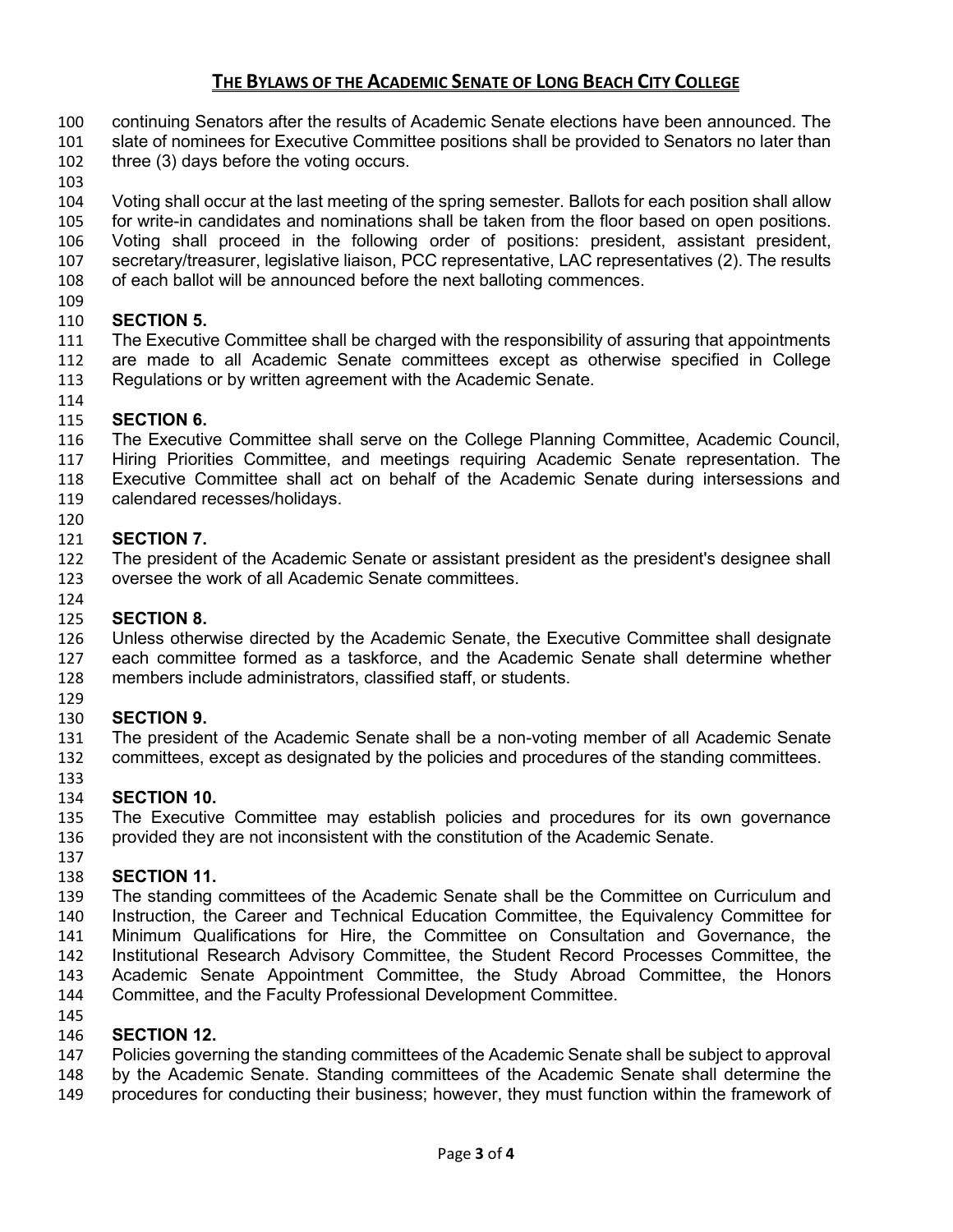continuing Senators after the results of Academic Senate elections have been announced. The slate of nominees for Executive Committee positions shall be provided to Senators no later than three (3) days before the voting occurs.

Voting shall occur at the last meeting of the spring semester. Ballots for each position shall allow for write-in candidates and nominations shall be taken from the floor based on open positions. Voting shall proceed in the following order of positions: president, assistant president, secretary/treasurer, legislative liaison, PCC representative, LAC representatives (2). The results of each ballot will be announced before the next balloting commences.

**SECTION 5.**
The Executive Committee shall be charged with the responsibility of assuring that appointments are made to all Academic Senate committees except as otherwise specified in College Regulations or by written agreement with the Academic Senate.

**SECTION 6.**
The Executive Committee shall serve on the College Planning Committee, Academic Council, Hiring Priorities Committee, and meetings requiring Academic Senate representation. The Executive Committee shall act on behalf of the Academic Senate during intersessions and calendared recesses/holidays.

**SECTION 7.**
The president of the Academic Senate or assistant president as the president's designee shall oversee the work of all Academic Senate committees.

**SECTION 8.**
Unless otherwise directed by the Academic Senate, the Executive Committee shall designate each committee formed as a taskforce, and the Academic Senate shall determine whether members include administrators, classified staff, or students.

**SECTION 9.**
The president of the Academic Senate shall be a non-voting member of all Academic Senate committees, except as designated by the policies and procedures of the standing committees.

**SECTION 10.**
The Executive Committee may establish policies and procedures for its own governance provided they are not inconsistent with the constitution of the Academic Senate.

**SECTION 11.**
The standing committees of the Academic Senate shall be the Committee on Curriculum and Instruction, the Career and Technical Education Committee, the Equivalency Committee for Minimum Qualifications for Hire, the Committee on Consultation and Governance, the Institutional Research Advisory Committee, the Student Record Processes Committee, the Academic Senate Appointment Committee, the Study Abroad Committee, the Honors Committee, and the Faculty Professional Development Committee.

**SECTION 12.**
Policies governing the standing committees of the Academic Senate shall be subject to approval by the Academic Senate. Standing committees of the Academic Senate shall determine the procedures for conducting their business; however, they must function within the framework of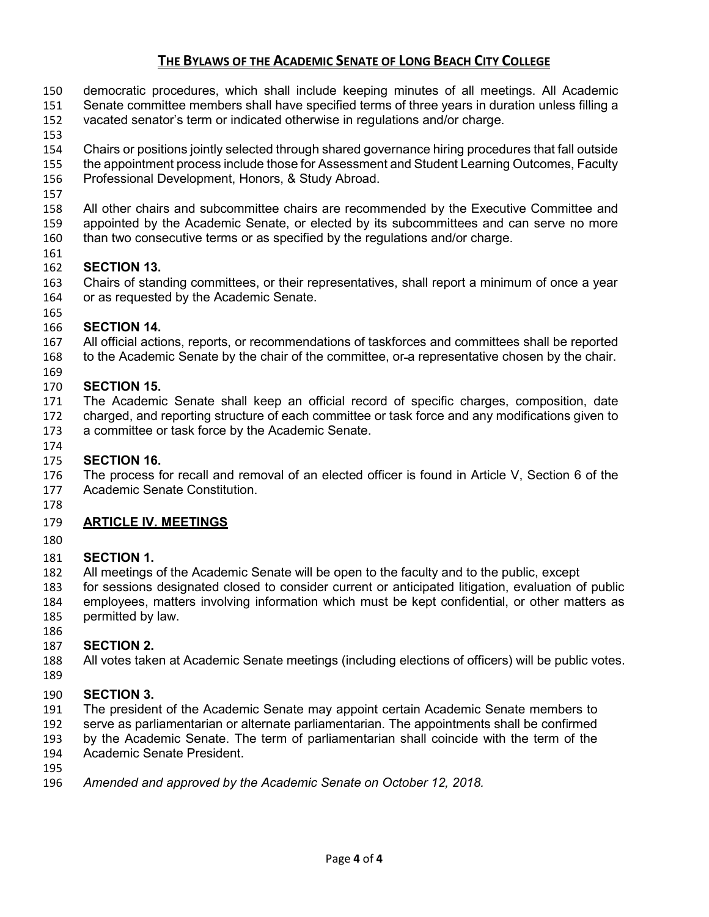democratic procedures, which shall include keeping minutes of all meetings. All Academic Senate committee members shall have specified terms of three years in duration unless filling a vacated senator's term or indicated otherwise in regulations and/or charge.

Chairs or positions jointly selected through shared governance hiring procedures that fall outside the appointment process include those for Assessment and Student Learning Outcomes, Faculty Professional Development, Honors, & Study Abroad.

All other chairs and subcommittee chairs are recommended by the Executive Committee and appointed by the Academic Senate, or elected by its subcommittees and can serve no more than two consecutive terms or as specified by the regulations and/or charge.

**SECTION 13.**
Chairs of standing committees, or their representatives, shall report a minimum of once a year or as requested by the Academic Senate.

**SECTION 14.**
All official actions, reports, or recommendations of taskforces and committees shall be reported to the Academic Senate by the chair of the committee, or a representative chosen by the chair.

**SECTION 15.**
The Academic Senate shall keep an official record of specific charges, composition, date charged, and reporting structure of each committee or task force and any modifications given to a committee or task force by the Academic Senate.

**SECTION 16.**
The process for recall and removal of an elected officer is found in Article V, Section 6 of the Academic Senate Constitution.

## ARTICLE IV. MEETINGS

**SECTION 1.**
All meetings of the Academic Senate will be open to the faculty and to the public, except for sessions designated closed to consider current or anticipated litigation, evaluation of public employees, matters involving information which must be kept confidential, or other matters as permitted by law.

**SECTION 2.**
All votes taken at Academic Senate meetings (including elections of officers) will be public votes.

**SECTION 3.**
The president of the Academic Senate may appoint certain Academic Senate members to serve as parliamentarian or alternate parliamentarian. The appointments shall be confirmed by the Academic Senate. The term of parliamentarian shall coincide with the term of the Academic Senate President.

*Amended and approved by the Academic Senate on October 12, 2018.*